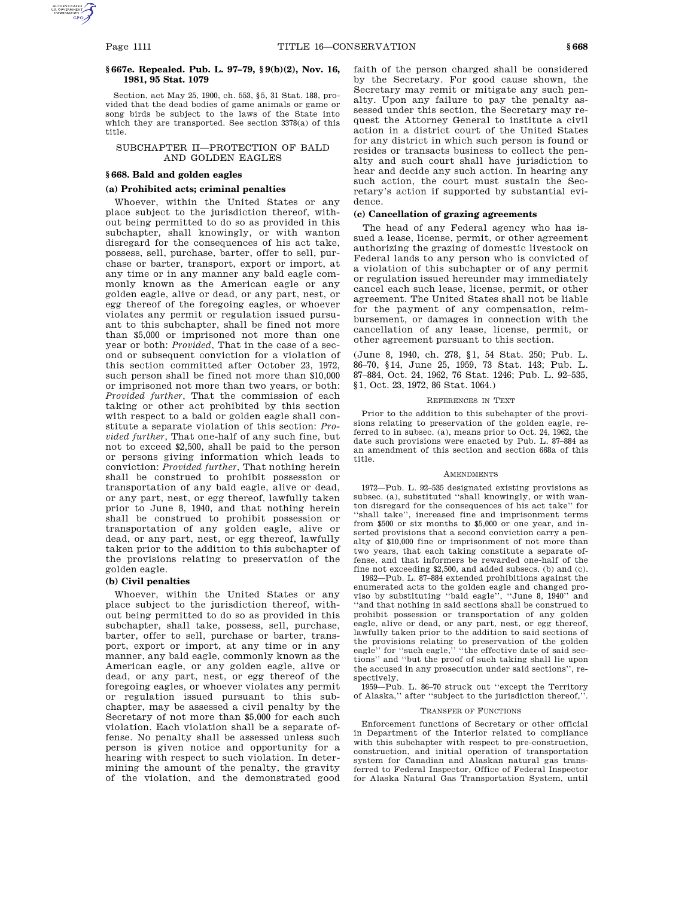## § 667e. Repealed. Pub. L. 97–79, § 9(b)(2), Nov. 16, 1981, 95 Stat. 1079

Section, act May 25, 1900, ch. 553, § 5, 31 Stat. 188, provided that the dead bodies of game animals or game or song birds be subject to the laws of the State into which they are transported. See section 3378(a) of this title.

# SUBCHAPTER II—PROTECTION OF BALD AND GOLDEN EAGLES

## § 668. Bald and golden eagles

### (a) Prohibited acts; criminal penalties

Whoever, within the United States or any place subject to the jurisdiction thereof, without being permitted to do so as provided in this subchapter, shall knowingly, or with wanton disregard for the consequences of his act take, possess, sell, purchase, barter, offer to sell, purchase or barter, transport, export or import, at any time or in any manner any bald eagle commonly known as the American eagle or any golden eagle, alive or dead, or any part, nest, or egg thereof of the foregoing eagles, or whoever violates any permit or regulation issued pursuant to this subchapter, shall be fined not more than $5,000 or imprisoned not more than one year or both: *Provided*, That in the case of a second or subsequent conviction for a violation of this section committed after October 23, 1972, such person shall be fined not more than $10,000 or imprisoned not more than two years, or both: *Provided further*, That the commission of each taking or other act prohibited by this section with respect to a bald or golden eagle shall constitute a separate violation of this section: *Provided further*, That one-half of any such fine, but not to exceed $2,500, shall be paid to the person or persons giving information which leads to conviction: *Provided further*, That nothing herein shall be construed to prohibit possession or transportation of any bald eagle, alive or dead, or any part, nest, or egg thereof, lawfully taken prior to June 8, 1940, and that nothing herein shall be construed to prohibit possession or transportation of any golden eagle, alive or dead, or any part, nest, or egg thereof, lawfully taken prior to the addition to this subchapter of the provisions relating to preservation of the golden eagle.

### (b) Civil penalties

Whoever, within the United States or any place subject to the jurisdiction thereof, without being permitted to do so as provided in this subchapter, shall take, possess, sell, purchase, barter, offer to sell, purchase or barter, transport, export or import, at any time or in any manner, any bald eagle, commonly known as the American eagle, or any golden eagle, alive or dead, or any part, nest, or egg thereof of the foregoing eagles, or whoever violates any permit or regulation issued pursuant to this subchapter, may be assessed a civil penalty by the Secretary of not more than $5,000 for each such violation. Each violation shall be a separate offense. No penalty shall be assessed unless such person is given notice and opportunity for a hearing with respect to such violation. In determining the amount of the penalty, the gravity of the violation, and the demonstrated good faith of the person charged shall be considered by the Secretary. For good cause shown, the Secretary may remit or mitigate any such penalty. Upon any failure to pay the penalty assessed under this section, the Secretary may request the Attorney General to institute a civil action in a district court of the United States for any district in which such person is found or resides or transacts business to collect the penalty and such court shall have jurisdiction to hear and decide any such action. In hearing any such action, the court must sustain the Secretary's action if supported by substantial evidence.

### (c) Cancellation of grazing agreements

The head of any Federal agency who has issued a lease, license, permit, or other agreement authorizing the grazing of domestic livestock on Federal lands to any person who is convicted of a violation of this subchapter or of any permit or regulation issued hereunder may immediately cancel each such lease, license, permit, or other agreement. The United States shall not be liable for the payment of any compensation, reimbursement, or damages in connection with the cancellation of any lease, license, permit, or other agreement pursuant to this section.

(June 8, 1940, ch. 278, § 1, 54 Stat. 250; Pub. L. 86–70, § 14, June 25, 1959, 73 Stat. 143; Pub. L. 87–884, Oct. 24, 1962, 76 Stat. 1246; Pub. L. 92–535, § 1, Oct. 23, 1972, 86 Stat. 1064.)

#### REFERENCES IN TEXT

Prior to the addition to this subchapter of the provisions relating to preservation of the golden eagle, referred to in subsec. (a), means prior to Oct. 24, 1962, the date such provisions were enacted by Pub. L. 87–884 as an amendment of this section and section 668a of this title.

#### AMENDMENTS

1972—Pub. L. 92–535 designated existing provisions as subsec. (a), substituted "shall knowingly, or with wanton disregard for the consequences of his act take" for "shall take", increased fine and imprisonment terms from $500 or six months to $5,000 or one year, and inserted provisions that a second conviction carry a penalty of $10,000 fine or imprisonment of not more than two years, that each taking constitute a separate offense, and that informers be rewarded one-half of the fine not exceeding $2,500, and added subsecs. (b) and (c).

1962—Pub. L. 87–884 extended prohibitions against the enumerated acts to the golden eagle and changed proviso by substituting "bald eagle", "June 8, 1940" and "and that nothing in said sections shall be construed to prohibit possession or transportation of any golden eagle, alive or dead, or any part, nest, or egg thereof, lawfully taken prior to the addition to said sections of the provisions relating to preservation of the golden eagle" for "such eagle," "the effective date of said sections" and "but the proof of such taking shall lie upon the accused in any prosecution under said sections", respectively.

1959—Pub. L. 86–70 struck out "except the Territory of Alaska," after "subject to the jurisdiction thereof,".

#### TRANSFER OF FUNCTIONS

Enforcement functions of Secretary or other official in Department of the Interior related to compliance with this subchapter with respect to pre-construction, construction, and initial operation of transportation system for Canadian and Alaskan natural gas transferred to Federal Inspector, Office of Federal Inspector for Alaska Natural Gas Transportation System, until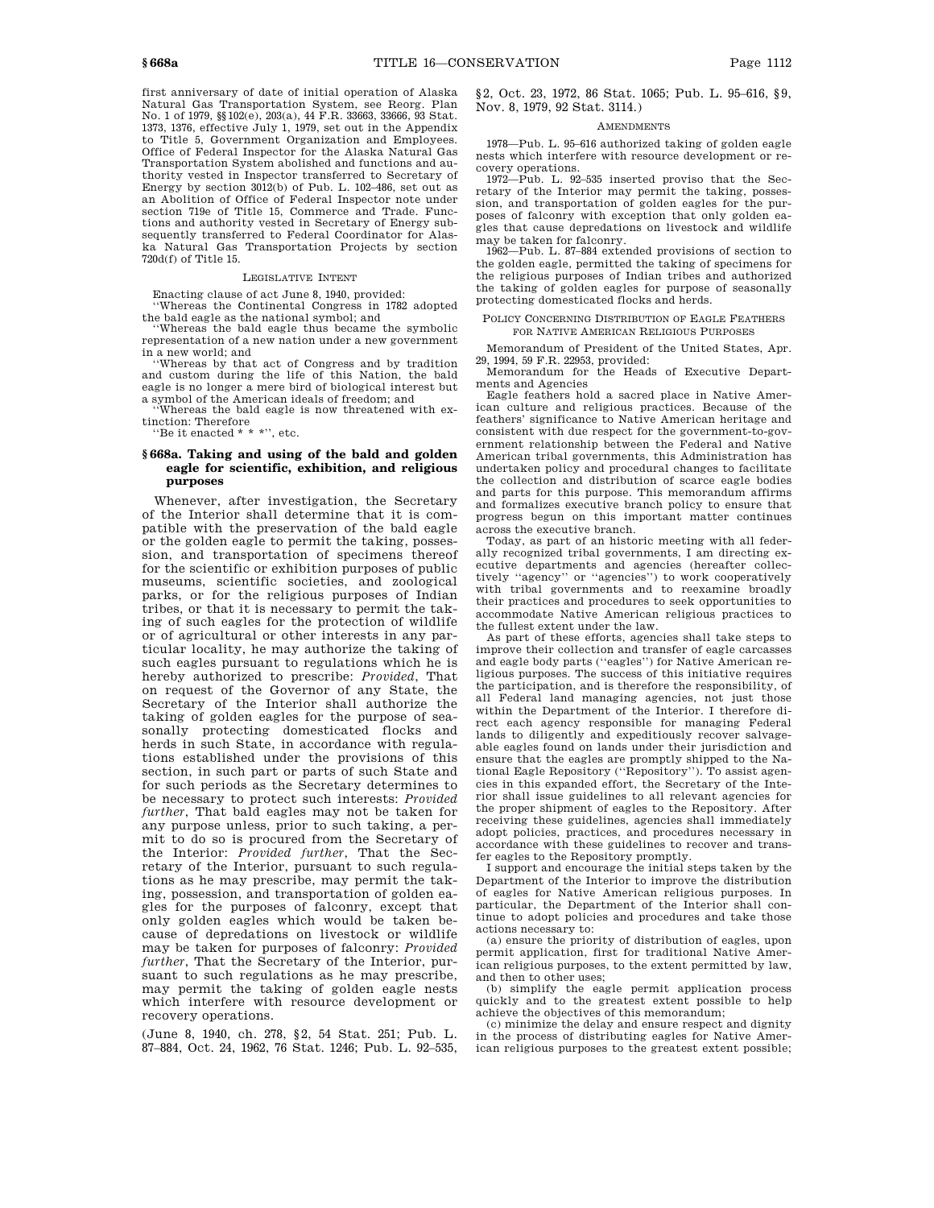first anniversary of date of initial operation of Alaska Natural Gas Transportation System, see Reorg. Plan No. 1 of 1979, §§102(e), 203(a), 44 F.R. 33663, 33666, 93 Stat. 1373, 1376, effective July 1, 1979, set out in the Appendix to Title 5, Government Organization and Employees. Office of Federal Inspector for the Alaska Natural Gas Transportation System abolished and functions and authority vested in Inspector transferred to Secretary of Energy by section 3012(b) of Pub. L. 102–486, set out as an Abolition of Office of Federal Inspector note under section 719e of Title 15, Commerce and Trade. Functions and authority vested in Secretary of Energy subsequently transferred to Federal Coordinator for Alaska Natural Gas Transportation Projects by section 720d(f) of Title 15.

LEGISLATIVE INTENT

Enacting clause of act June 8, 1940, provided:

''Whereas the Continental Congress in 1782 adopted the bald eagle as the national symbol; and

''Whereas the bald eagle thus became the symbolic representation of a new nation under a new government in a new world; and

''Whereas by that act of Congress and by tradition and custom during the life of this Nation, the bald eagle is no longer a mere bird of biological interest but a symbol of the American ideals of freedom; and

''Whereas the bald eagle is now threatened with extinction: Therefore

''Be it enacted * * *'', etc.

### §668a. Taking and using of the bald and golden eagle for scientific, exhibition, and religious purposes

Whenever, after investigation, the Secretary of the Interior shall determine that it is compatible with the preservation of the bald eagle or the golden eagle to permit the taking, possession, and transportation of specimens thereof for the scientific or exhibition purposes of public museums, scientific societies, and zoological parks, or for the religious purposes of Indian tribes, or that it is necessary to permit the taking of such eagles for the protection of wildlife or of agricultural or other interests in any particular locality, he may authorize the taking of such eagles pursuant to regulations which he is hereby authorized to prescribe: *Provided*, That on request of the Governor of any State, the Secretary of the Interior shall authorize the taking of golden eagles for the purpose of seasonally protecting domesticated flocks and herds in such State, in accordance with regulations established under the provisions of this section, in such part or parts of such State and for such periods as the Secretary determines to be necessary to protect such interests: *Provided further*, That bald eagles may not be taken for any purpose unless, prior to such taking, a permit to do so is procured from the Secretary of the Interior: *Provided further*, That the Secretary of the Interior, pursuant to such regulations as he may prescribe, may permit the taking, possession, and transportation of golden eagles for the purposes of falconry, except that only golden eagles which would be taken because of depredations on livestock or wildlife may be taken for purposes of falconry: *Provided further*, That the Secretary of the Interior, pursuant to such regulations as he may prescribe, may permit the taking of golden eagle nests which interfere with resource development or recovery operations.

(June 8, 1940, ch. 278, §2, 54 Stat. 251; Pub. L. 87–884, Oct. 24, 1962, 76 Stat. 1246; Pub. L. 92–535, §2, Oct. 23, 1972, 86 Stat. 1065; Pub. L. 95–616, §9, Nov. 8, 1979, 92 Stat. 3114.)

AMENDMENTS

1978—Pub. L. 95–616 authorized taking of golden eagle nests which interfere with resource development or recovery operations.

1972—Pub. L. 92–535 inserted proviso that the Secretary of the Interior may permit the taking, possession, and transportation of golden eagles for the purposes of falconry with exception that only golden eagles that cause depredations on livestock and wildlife may be taken for falconry.

1962—Pub. L. 87–884 extended provisions of section to the golden eagle, permitted the taking of specimens for the religious purposes of Indian tribes and authorized the taking of golden eagles for purpose of seasonally protecting domesticated flocks and herds.

POLICY CONCERNING DISTRIBUTION OF EAGLE FEATHERS FOR NATIVE AMERICAN RELIGIOUS PURPOSES

Memorandum of President of the United States, Apr. 29, 1994, 59 F.R. 22953, provided:

Memorandum for the Heads of Executive Departments and Agencies

Eagle feathers hold a sacred place in Native American culture and religious practices. Because of the feathers' significance to Native American heritage and consistent with due respect for the government-to-government relationship between the Federal and Native American tribal governments, this Administration has undertaken policy and procedural changes to facilitate the collection and distribution of scarce eagle bodies and parts for this purpose. This memorandum affirms and formalizes executive branch policy to ensure that progress begun on this important matter continues across the executive branch.

Today, as part of an historic meeting with all federally recognized tribal governments, I am directing executive departments and agencies (hereafter collectively ''agency'' or ''agencies'') to work cooperatively with tribal governments and to reexamine broadly their practices and procedures to seek opportunities to accommodate Native American religious practices to the fullest extent under the law.

As part of these efforts, agencies shall take steps to improve their collection and transfer of eagle carcasses and eagle body parts (''eagles'') for Native American religious purposes. The success of this initiative requires the participation, and is therefore the responsibility, of all Federal land managing agencies, not just those within the Department of the Interior. I therefore direct each agency responsible for managing Federal lands to diligently and expeditiously recover salvageable eagles found on lands under their jurisdiction and ensure that the eagles are promptly shipped to the National Eagle Repository (''Repository''). To assist agencies in this expanded effort, the Secretary of the Interior shall issue guidelines to all relevant agencies for the proper shipment of eagles to the Repository. After receiving these guidelines, agencies shall immediately adopt policies, practices, and procedures necessary in accordance with these guidelines to recover and transfer eagles to the Repository promptly.

I support and encourage the initial steps taken by the Department of the Interior to improve the distribution of eagles for Native American religious purposes. In particular, the Department of the Interior shall continue to adopt policies and procedures and take those actions necessary to:

(a) ensure the priority of distribution of eagles, upon permit application, first for traditional Native American religious purposes, to the extent permitted by law, and then to other uses;

(b) simplify the eagle permit application process quickly and to the greatest extent possible to help achieve the objectives of this memorandum;

(c) minimize the delay and ensure respect and dignity in the process of distributing eagles for Native American religious purposes to the greatest extent possible;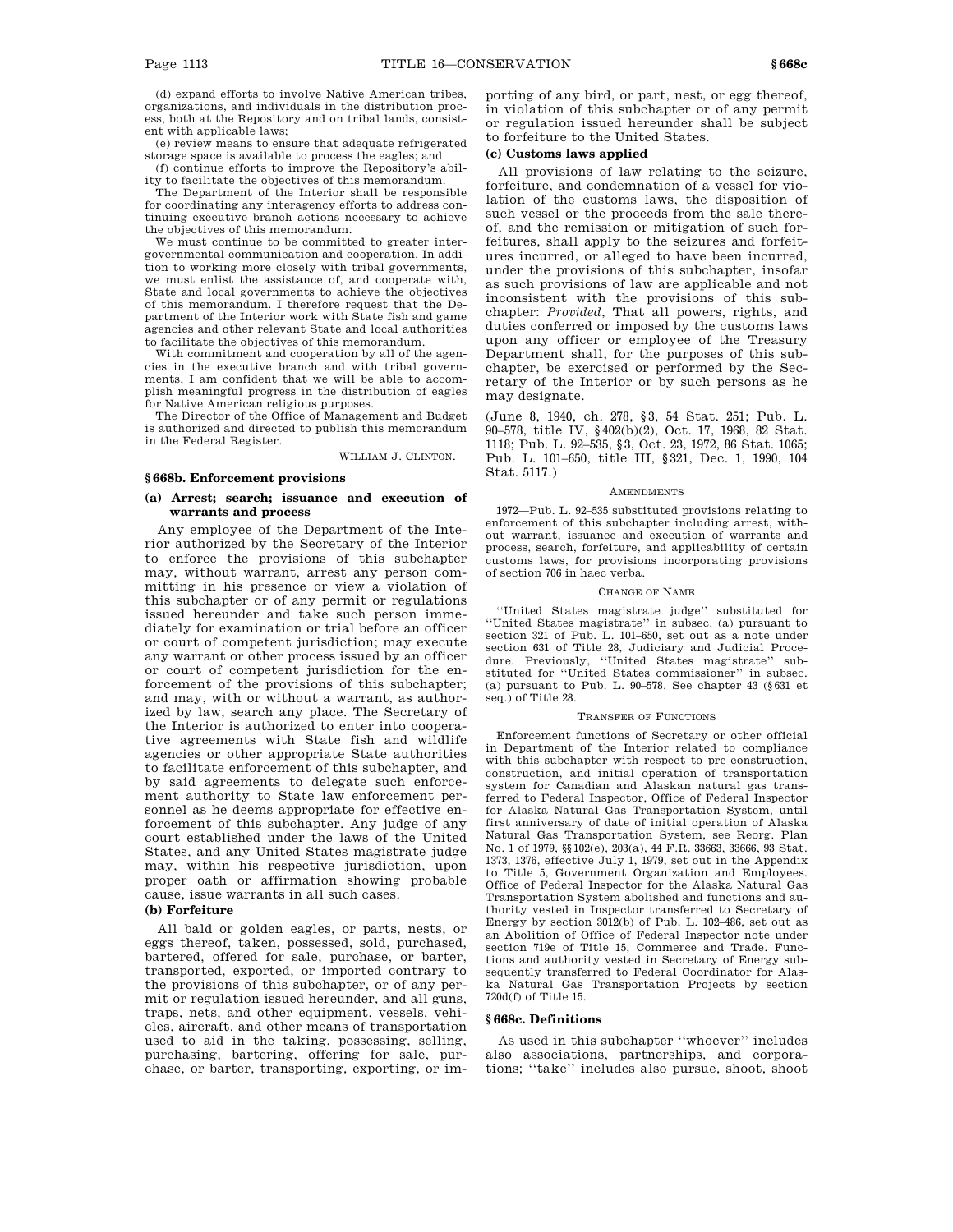(d) expand efforts to involve Native American tribes, organizations, and individuals in the distribution process, both at the Repository and on tribal lands, consistent with applicable laws;

(e) review means to ensure that adequate refrigerated storage space is available to process the eagles; and

(f) continue efforts to improve the Repository's ability to facilitate the objectives of this memorandum.

The Department of the Interior shall be responsible for coordinating any interagency efforts to address continuing executive branch actions necessary to achieve the objectives of this memorandum.

We must continue to be committed to greater intergovernmental communication and cooperation. In addition to working more closely with tribal governments, we must enlist the assistance of, and cooperate with, State and local governments to achieve the objectives of this memorandum. I therefore request that the Department of the Interior work with State fish and game agencies and other relevant State and local authorities to facilitate the objectives of this memorandum.

With commitment and cooperation by all of the agencies in the executive branch and with tribal governments, I am confident that we will be able to accomplish meaningful progress in the distribution of eagles for Native American religious purposes.

The Director of the Office of Management and Budget is authorized and directed to publish this memorandum in the Federal Register.

WILLIAM J. CLINTON.

## § 668b. Enforcement provisions

### (a) Arrest; search; issuance and execution of warrants and process

Any employee of the Department of the Interior authorized by the Secretary of the Interior to enforce the provisions of this subchapter may, without warrant, arrest any person committing in his presence or view a violation of this subchapter or of any permit or regulations issued hereunder and take such person immediately for examination or trial before an officer or court of competent jurisdiction; may execute any warrant or other process issued by an officer or court of competent jurisdiction for the enforcement of the provisions of this subchapter; and may, with or without a warrant, as authorized by law, search any place. The Secretary of the Interior is authorized to enter into cooperative agreements with State fish and wildlife agencies or other appropriate State authorities to facilitate enforcement of this subchapter, and by said agreements to delegate such enforcement authority to State law enforcement personnel as he deems appropriate for effective enforcement of this subchapter. Any judge of any court established under the laws of the United States, and any United States magistrate judge may, within his respective jurisdiction, upon proper oath or affirmation showing probable cause, issue warrants in all such cases.

### (b) Forfeiture

All bald or golden eagles, or parts, nests, or eggs thereof, taken, possessed, sold, purchased, bartered, offered for sale, purchase, or barter, transported, exported, or imported contrary to the provisions of this subchapter, or of any permit or regulation issued hereunder, and all guns, traps, nets, and other equipment, vessels, vehicles, aircraft, and other means of transportation used to aid in the taking, possessing, selling, purchasing, bartering, offering for sale, purchase, or barter, transporting, exporting, or importing of any bird, or part, nest, or egg thereof, in violation of this subchapter or of any permit or regulation issued hereunder shall be subject to forfeiture to the United States.

### (c) Customs laws applied

All provisions of law relating to the seizure, forfeiture, and condemnation of a vessel for violation of the customs laws, the disposition of such vessel or the proceeds from the sale thereof, and the remission or mitigation of such forfeitures, shall apply to the seizures and forfeitures incurred, or alleged to have been incurred, under the provisions of this subchapter, insofar as such provisions of law are applicable and not inconsistent with the provisions of this subchapter: *Provided*, That all powers, rights, and duties conferred or imposed by the customs laws upon any officer or employee of the Treasury Department shall, for the purposes of this subchapter, be exercised or performed by the Secretary of the Interior or by such persons as he may designate.

(June 8, 1940, ch. 278, §3, 54 Stat. 251; Pub. L. 90–578, title IV, §402(b)(2), Oct. 17, 1968, 82 Stat. 1118; Pub. L. 92–535, §3, Oct. 23, 1972, 86 Stat. 1065; Pub. L. 101–650, title III, §321, Dec. 1, 1990, 104 Stat. 5117.)

#### AMENDMENTS

1972—Pub. L. 92–535 substituted provisions relating to enforcement of this subchapter including arrest, without warrant, issuance and execution of warrants and process, search, forfeiture, and applicability of certain customs laws, for provisions incorporating provisions of section 706 in haec verba.

#### CHANGE OF NAME

''United States magistrate judge'' substituted for ''United States magistrate'' in subsec. (a) pursuant to section 321 of Pub. L. 101–650, set out as a note under section 631 of Title 28, Judiciary and Judicial Procedure. Previously, ''United States magistrate'' substituted for ''United States commissioner'' in subsec. (a) pursuant to Pub. L. 90–578. See chapter 43 (§631 et seq.) of Title 28.

#### TRANSFER OF FUNCTIONS

Enforcement functions of Secretary or other official in Department of the Interior related to compliance with this subchapter with respect to pre-construction, construction, and initial operation of transportation system for Canadian and Alaskan natural gas transferred to Federal Inspector, Office of Federal Inspector for Alaska Natural Gas Transportation System, until first anniversary of date of initial operation of Alaska Natural Gas Transportation System, see Reorg. Plan No. 1 of 1979, §§102(e), 203(a), 44 F.R. 33663, 33666, 93 Stat. 1373, 1376, effective July 1, 1979, set out in the Appendix to Title 5, Government Organization and Employees. Office of Federal Inspector for the Alaska Natural Gas Transportation System abolished and functions and authority vested in Inspector transferred to Secretary of Energy by section 3012(b) of Pub. L. 102–486, set out as an Abolition of Office of Federal Inspector note under section 719e of Title 15, Commerce and Trade. Functions and authority vested in Secretary of Energy subsequently transferred to Federal Coordinator for Alaska Natural Gas Transportation Projects by section 720d(f) of Title 15.

## § 668c. Definitions

As used in this subchapter ''whoever'' includes also associations, partnerships, and corporations; ''take'' includes also pursue, shoot, shoot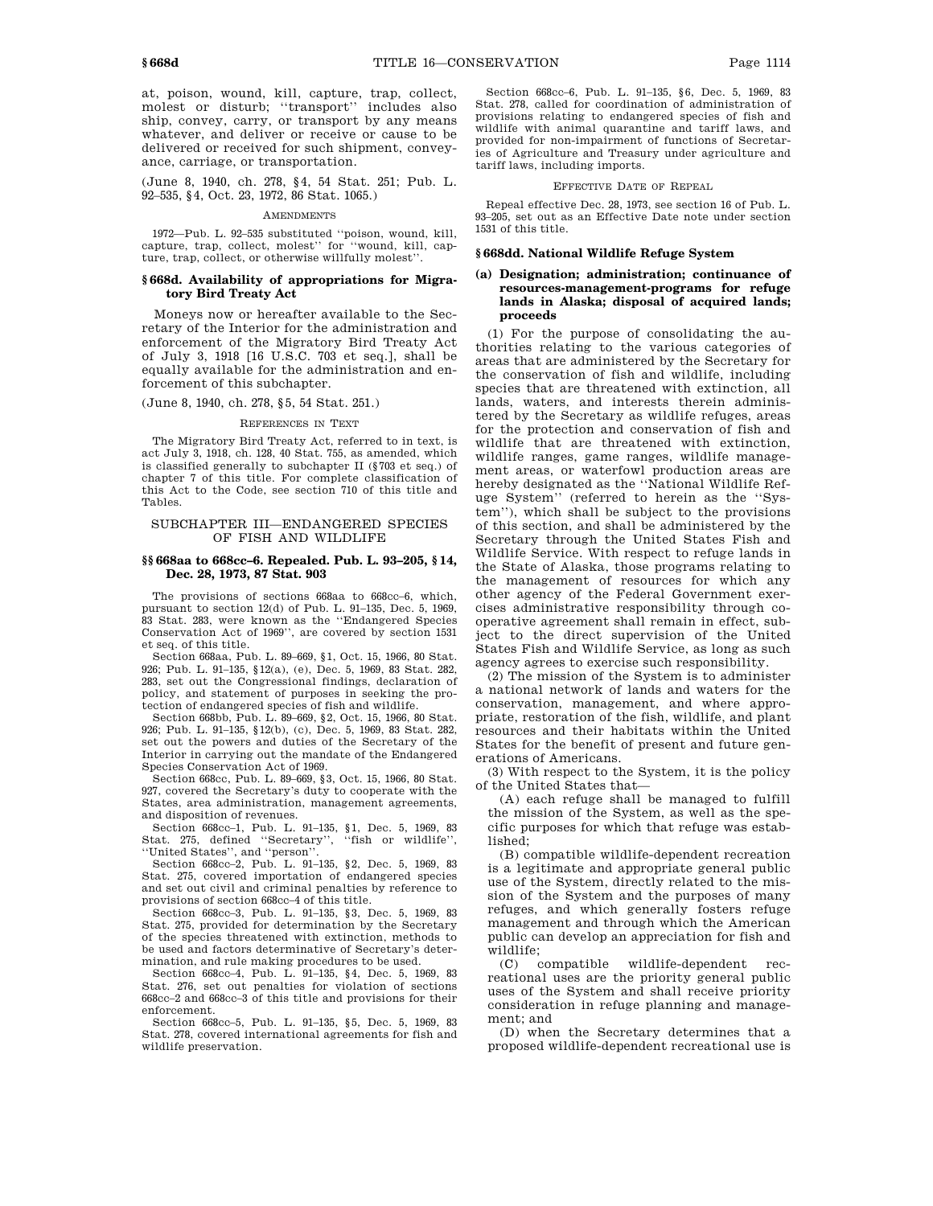at, poison, wound, kill, capture, trap, collect, molest or disturb; ''transport'' includes also ship, convey, carry, or transport by any means whatever, and deliver or receive or cause to be delivered or received for such shipment, conveyance, carriage, or transportation.

(June 8, 1940, ch. 278, §4, 54 Stat. 251; Pub. L. 92–535, §4, Oct. 23, 1972, 86 Stat. 1065.)

AMENDMENTS

1972—Pub. L. 92–535 substituted ''poison, wound, kill, capture, trap, collect, molest'' for ''wound, kill, capture, trap, collect, or otherwise willfully molest''.

### § 668d. Availability of appropriations for Migratory Bird Treaty Act

Moneys now or hereafter available to the Secretary of the Interior for the administration and enforcement of the Migratory Bird Treaty Act of July 3, 1918 [16 U.S.C. 703 et seq.], shall be equally available for the administration and enforcement of this subchapter.

(June 8, 1940, ch. 278, §5, 54 Stat. 251.)

REFERENCES IN TEXT

The Migratory Bird Treaty Act, referred to in text, is act July 3, 1918, ch. 128, 40 Stat. 755, as amended, which is classified generally to subchapter II (§703 et seq.) of chapter 7 of this title. For complete classification of this Act to the Code, see section 710 of this title and Tables.

## SUBCHAPTER III—ENDANGERED SPECIES OF FISH AND WILDLIFE

### §§ 668aa to 668cc–6. Repealed. Pub. L. 93–205, § 14, Dec. 28, 1973, 87 Stat. 903

The provisions of sections 668aa to 668cc–6, which, pursuant to section 12(d) of Pub. L. 91–135, Dec. 5, 1969, 83 Stat. 283, were known as the ''Endangered Species Conservation Act of 1969'', are covered by section 1531 et seq. of this title.

Section 668aa, Pub. L. 89–669, §1, Oct. 15, 1966, 80 Stat. 926; Pub. L. 91–135, §12(a), (e), Dec. 5, 1969, 83 Stat. 282, 283, set out the Congressional findings, declaration of policy, and statement of purposes in seeking the protection of endangered species of fish and wildlife.

Section 668bb, Pub. L. 89–669, §2, Oct. 15, 1966, 80 Stat. 926; Pub. L. 91–135, §12(b), (c), Dec. 5, 1969, 83 Stat. 282, set out the powers and duties of the Secretary of the Interior in carrying out the mandate of the Endangered Species Conservation Act of 1969.

Section 668cc, Pub. L. 89–669, §3, Oct. 15, 1966, 80 Stat. 927, covered the Secretary's duty to cooperate with the States, area administration, management agreements, and disposition of revenues.

Section 668cc–1, Pub. L. 91–135, §1, Dec. 5, 1969, 83 Stat. 275, defined ''Secretary'', ''fish or wildlife'', ''United States'', and ''person''.

Section 668cc–2, Pub. L. 91–135, §2, Dec. 5, 1969, 83 Stat. 275, covered importation of endangered species and set out civil and criminal penalties by reference to provisions of section 668cc–4 of this title.

Section 668cc–3, Pub. L. 91–135, §3, Dec. 5, 1969, 83 Stat. 275, provided for determination by the Secretary of the species threatened with extinction, methods to be used and factors determinative of Secretary's determination, and rule making procedures to be used.

Section 668cc–4, Pub. L. 91–135, §4, Dec. 5, 1969, 83 Stat. 276, set out penalties for violation of sections 668cc–2 and 668cc–3 of this title and provisions for their enforcement.

Section 668cc–5, Pub. L. 91–135, §5, Dec. 5, 1969, 83 Stat. 278, covered international agreements for fish and wildlife preservation.

Section 668cc–6, Pub. L. 91–135, §6, Dec. 5, 1969, 83 Stat. 278, called for coordination of administration of provisions relating to endangered species of fish and wildlife with animal quarantine and tariff laws, and provided for non-impairment of functions of Secretaries of Agriculture and Treasury under agriculture and tariff laws, including imports.

EFFECTIVE DATE OF REPEAL

Repeal effective Dec. 28, 1973, see section 16 of Pub. L. 93–205, set out as an Effective Date note under section 1531 of this title.

### § 668dd. National Wildlife Refuge System

#### (a) Designation; administration; continuance of resources-management-programs for refuge lands in Alaska; disposal of acquired lands; proceeds

(1) For the purpose of consolidating the authorities relating to the various categories of areas that are administered by the Secretary for the conservation of fish and wildlife, including species that are threatened with extinction, all lands, waters, and interests therein administered by the Secretary as wildlife refuges, areas for the protection and conservation of fish and wildlife that are threatened with extinction, wildlife ranges, game ranges, wildlife management areas, or waterfowl production areas are hereby designated as the ''National Wildlife Refuge System'' (referred to herein as the ''System''), which shall be subject to the provisions of this section, and shall be administered by the Secretary through the United States Fish and Wildlife Service. With respect to refuge lands in the State of Alaska, those programs relating to the management of resources for which any other agency of the Federal Government exercises administrative responsibility through cooperative agreement shall remain in effect, subject to the direct supervision of the United States Fish and Wildlife Service, as long as such agency agrees to exercise such responsibility.

(2) The mission of the System is to administer a national network of lands and waters for the conservation, management, and where appropriate, restoration of the fish, wildlife, and plant resources and their habitats within the United States for the benefit of present and future generations of Americans.

(3) With respect to the System, it is the policy of the United States that—

(A) each refuge shall be managed to fulfill the mission of the System, as well as the specific purposes for which that refuge was established;

(B) compatible wildlife-dependent recreation is a legitimate and appropriate general public use of the System, directly related to the mission of the System and the purposes of many refuges, and which generally fosters refuge management and through which the American public can develop an appreciation for fish and wildlife;

(C) compatible wildlife-dependent recreational uses are the priority general public uses of the System and shall receive priority consideration in refuge planning and management; and

(D) when the Secretary determines that a proposed wildlife-dependent recreational use is